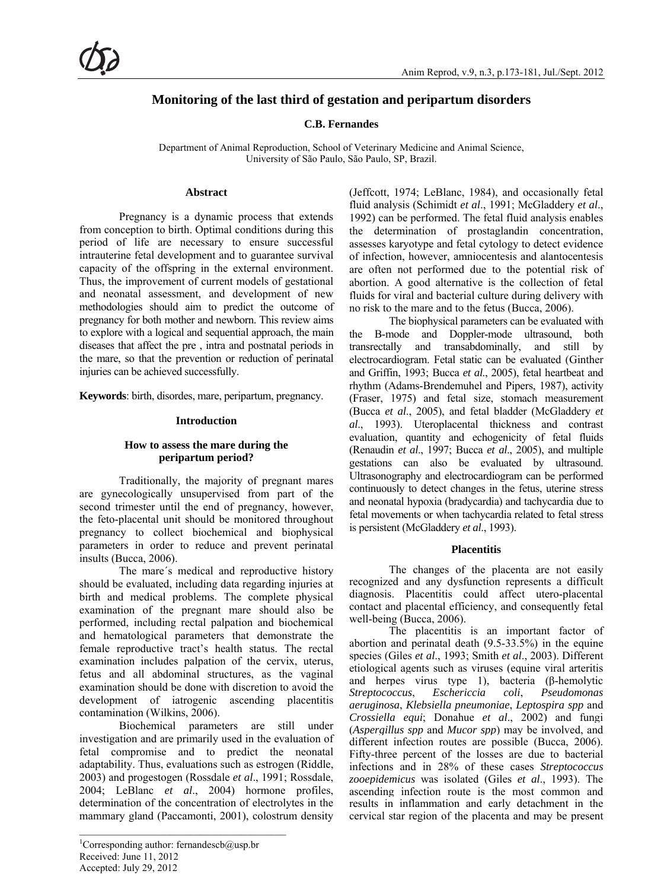# Monitoring of the last third of gestation and peripartum disorders

**C.B. Fernandes**

Department of Animal Reproduction, School of Veterinary Medicine and Animal Science, University of São Paulo, São Paulo, SP, Brazil.

## Abstract

Pregnancy is a dynamic process that extends from conception to birth. Optimal conditions during this period of life are necessary to ensure successful intrauterine fetal development and to guarantee survival capacity of the offspring in the external environment. Thus, the improvement of current models of gestational and neonatal assessment, and development of new methodologies should aim to predict the outcome of pregnancy for both mother and newborn. This review aims to explore with a logical and sequential approach, the main diseases that affect the pre , intra and postnatal periods in the mare, so that the prevention or reduction of perinatal injuries can be achieved successfully.

**Keywords**: birth, disordes, mare, peripartum, pregnancy.

## Introduction

### How to assess the mare during the peripartum period?

Traditionally, the majority of pregnant mares are gynecologically unsupervised from part of the second trimester until the end of pregnancy, however, the feto-placental unit should be monitored throughout pregnancy to collect biochemical and biophysical parameters in order to reduce and prevent perinatal insults (Bucca, 2006).

The mare´s medical and reproductive history should be evaluated, including data regarding injuries at birth and medical problems. The complete physical examination of the pregnant mare should also be performed, including rectal palpation and biochemical and hematological parameters that demonstrate the female reproductive tract's health status. The rectal examination includes palpation of the cervix, uterus, fetus and all abdominal structures, as the vaginal examination should be done with discretion to avoid the development of iatrogenic ascending placentitis contamination (Wilkins, 2006).

Biochemical parameters are still under investigation and are primarily used in the evaluation of fetal compromise and to predict the neonatal adaptability. Thus, evaluations such as estrogen (Riddle, 2003) and progestogen (Rossdale *et al*., 1991; Rossdale, 2004; LeBlanc *et al*., 2004) hormone profiles, determination of the concentration of electrolytes in the mammary gland (Paccamonti, 2001), colostrum density (Jeffcott, 1974; LeBlanc, 1984), and occasionally fetal fluid analysis (Schimidt *et al*., 1991; McGladdery *et al*., 1992) can be performed. The fetal fluid analysis enables the determination of prostaglandin concentration, assesses karyotype and fetal cytology to detect evidence of infection, however, amniocentesis and alantocentesis are often not performed due to the potential risk of abortion. A good alternative is the collection of fetal fluids for viral and bacterial culture during delivery with no risk to the mare and to the fetus (Bucca, 2006).

The biophysical parameters can be evaluated with the B-mode and Doppler-mode ultrasound, both transrectally and transabdominally, and still by electrocardiogram. Fetal static can be evaluated (Ginther and Griffin, 1993; Bucca *et al*., 2005), fetal heartbeat and rhythm (Adams-Brendemuhel and Pipers, 1987), activity (Fraser, 1975) and fetal size, stomach measurement (Bucca *et al*., 2005), and fetal bladder (McGladdery *et al*., 1993). Uteroplacental thickness and contrast evaluation, quantity and echogenicity of fetal fluids (Renaudin *et al*., 1997; Bucca *et al*., 2005), and multiple gestations can also be evaluated by ultrasound. Ultrasonography and electrocardiogram can be performed continuously to detect changes in the fetus, uterine stress and neonatal hypoxia (bradycardia) and tachycardia due to fetal movements or when tachycardia related to fetal stress is persistent (McGladdery *et al*., 1993).

## Placentitis

The changes of the placenta are not easily recognized and any dysfunction represents a difficult diagnosis. Placentitis could affect utero-placental contact and placental efficiency, and consequently fetal well-being (Bucca, 2006).

The placentitis is an important factor of abortion and perinatal death (9.5-33.5%) in the equine species (Giles *et al*., 1993; Smith *et al*., 2003). Different etiological agents such as viruses (equine viral arteritis and herpes virus type 1), bacteria (β-hemolytic *Streptococcus*, *Eschericcia coli*, *Pseudomonas aeruginosa*, *Klebsiella pneumoniae*, *Leptospira spp* and *Crossiella equi*; Donahue *et al*., 2002) and fungi (*Aspergillus spp* and *Mucor spp*) may be involved, and different infection routes are possible (Bucca, 2006). Fifty-three percent of the losses are due to bacterial infections and in 28% of these cases *Streptococcus zooepidemicus* was isolated (Giles *et al*., 1993). The ascending infection route is the most common and results in inflammation and early detachment in the cervical star region of the placenta and may be present

[1]Corresponding author: fernandescb@usp.br
Received: June 11, 2012
Accepted: July 29, 2012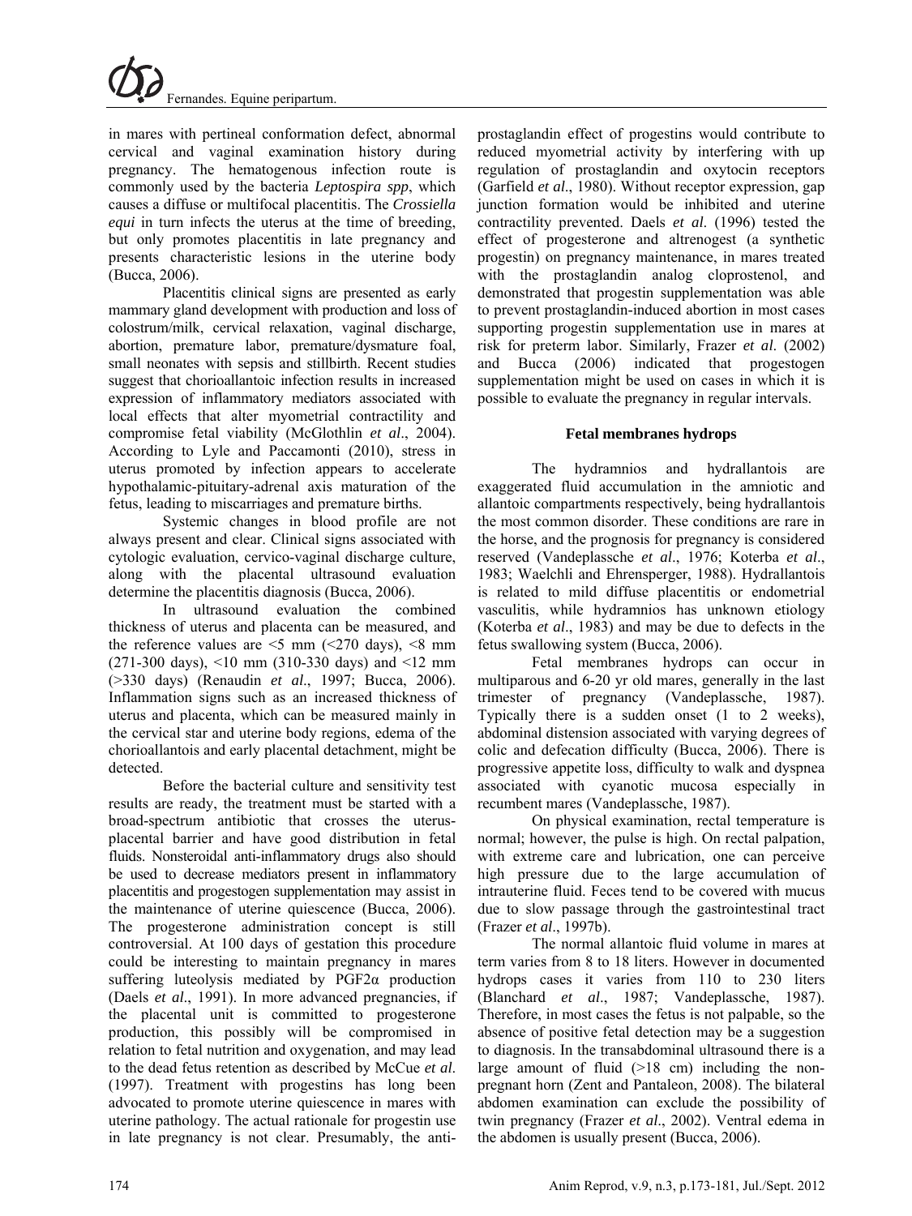in mares with pertineal conformation defect, abnormal cervical and vaginal examination history during pregnancy. The hematogenous infection route is commonly used by the bacteria *Leptospira spp*, which causes a diffuse or multifocal placentitis. The *Crossiella equi* in turn infects the uterus at the time of breeding, but only promotes placentitis in late pregnancy and presents characteristic lesions in the uterine body (Bucca, 2006).

Placentitis clinical signs are presented as early mammary gland development with production and loss of colostrum/milk, cervical relaxation, vaginal discharge, abortion, premature labor, premature/dysmature foal, small neonates with sepsis and stillbirth. Recent studies suggest that chorioallantoic infection results in increased expression of inflammatory mediators associated with local effects that alter myometrial contractility and compromise fetal viability (McGlothlin *et al*., 2004). According to Lyle and Paccamonti (2010), stress in uterus promoted by infection appears to accelerate hypothalamic-pituitary-adrenal axis maturation of the fetus, leading to miscarriages and premature births.

Systemic changes in blood profile are not always present and clear. Clinical signs associated with cytologic evaluation, cervico-vaginal discharge culture, along with the placental ultrasound evaluation determine the placentitis diagnosis (Bucca, 2006).

In ultrasound evaluation the combined thickness of uterus and placenta can be measured, and the reference values are <5 mm (<270 days), <8 mm (271-300 days), <10 mm (310-330 days) and <12 mm (>330 days) (Renaudin *et al*., 1997; Bucca, 2006). Inflammation signs such as an increased thickness of uterus and placenta, which can be measured mainly in the cervical star and uterine body regions, edema of the chorioallantois and early placental detachment, might be detected.

Before the bacterial culture and sensitivity test results are ready, the treatment must be started with a broad-spectrum antibiotic that crosses the uterus-placental barrier and have good distribution in fetal fluids. Nonsteroidal anti-inflammatory drugs also should be used to decrease mediators present in inflammatory placentitis and progestogen supplementation may assist in the maintenance of uterine quiescence (Bucca, 2006). The progesterone administration concept is still controversial. At 100 days of gestation this procedure could be interesting to maintain pregnancy in mares suffering luteolysis mediated by PGF2α production (Daels *et al*., 1991). In more advanced pregnancies, if the placental unit is committed to progesterone production, this possibly will be compromised in relation to fetal nutrition and oxygenation, and may lead to the dead fetus retention as described by McCue *et al*. (1997). Treatment with progestins has long been advocated to promote uterine quiescence in mares with uterine pathology. The actual rationale for progestin use in late pregnancy is not clear. Presumably, the anti-prostaglandin effect of progestins would contribute to reduced myometrial activity by interfering with up regulation of prostaglandin and oxytocin receptors (Garfield *et al*., 1980). Without receptor expression, gap junction formation would be inhibited and uterine contractility prevented. Daels *et al*. (1996) tested the effect of progesterone and altrenogest (a synthetic progestin) on pregnancy maintenance, in mares treated with the prostaglandin analog cloprostenol, and demonstrated that progestin supplementation was able to prevent prostaglandin-induced abortion in most cases supporting progestin supplementation use in mares at risk for preterm labor. Similarly, Frazer *et al*. (2002) and Bucca (2006) indicated that progestogen supplementation might be used on cases in which it is possible to evaluate the pregnancy in regular intervals.

### Fetal membranes hydrops

The hydramnios and hydrallantois are exaggerated fluid accumulation in the amniotic and allantoic compartments respectively, being hydrallantois the most common disorder. These conditions are rare in the horse, and the prognosis for pregnancy is considered reserved (Vandeplassche *et al*., 1976; Koterba *et al*., 1983; Waelchli and Ehrensperger, 1988). Hydrallantois is related to mild diffuse placentitis or endometrial vasculitis, while hydramnios has unknown etiology (Koterba *et al*., 1983) and may be due to defects in the fetus swallowing system (Bucca, 2006).

Fetal membranes hydrops can occur in multiparous and 6-20 yr old mares, generally in the last trimester of pregnancy (Vandeplassche, 1987). Typically there is a sudden onset (1 to 2 weeks), abdominal distension associated with varying degrees of colic and defecation difficulty (Bucca, 2006). There is progressive appetite loss, difficulty to walk and dyspnea associated with cyanotic mucosa especially in recumbent mares (Vandeplassche, 1987).

On physical examination, rectal temperature is normal; however, the pulse is high. On rectal palpation, with extreme care and lubrication, one can perceive high pressure due to the large accumulation of intrauterine fluid. Feces tend to be covered with mucus due to slow passage through the gastrointestinal tract (Frazer *et al*., 1997b).

The normal allantoic fluid volume in mares at term varies from 8 to 18 liters. However in documented hydrops cases it varies from 110 to 230 liters (Blanchard *et al*., 1987; Vandeplassche, 1987). Therefore, in most cases the fetus is not palpable, so the absence of positive fetal detection may be a suggestion to diagnosis. In the transabdominal ultrasound there is a large amount of fluid (>18 cm) including the non-pregnant horn (Zent and Pantaleon, 2008). The bilateral abdomen examination can exclude the possibility of twin pregnancy (Frazer *et al*., 2002). Ventral edema in the abdomen is usually present (Bucca, 2006).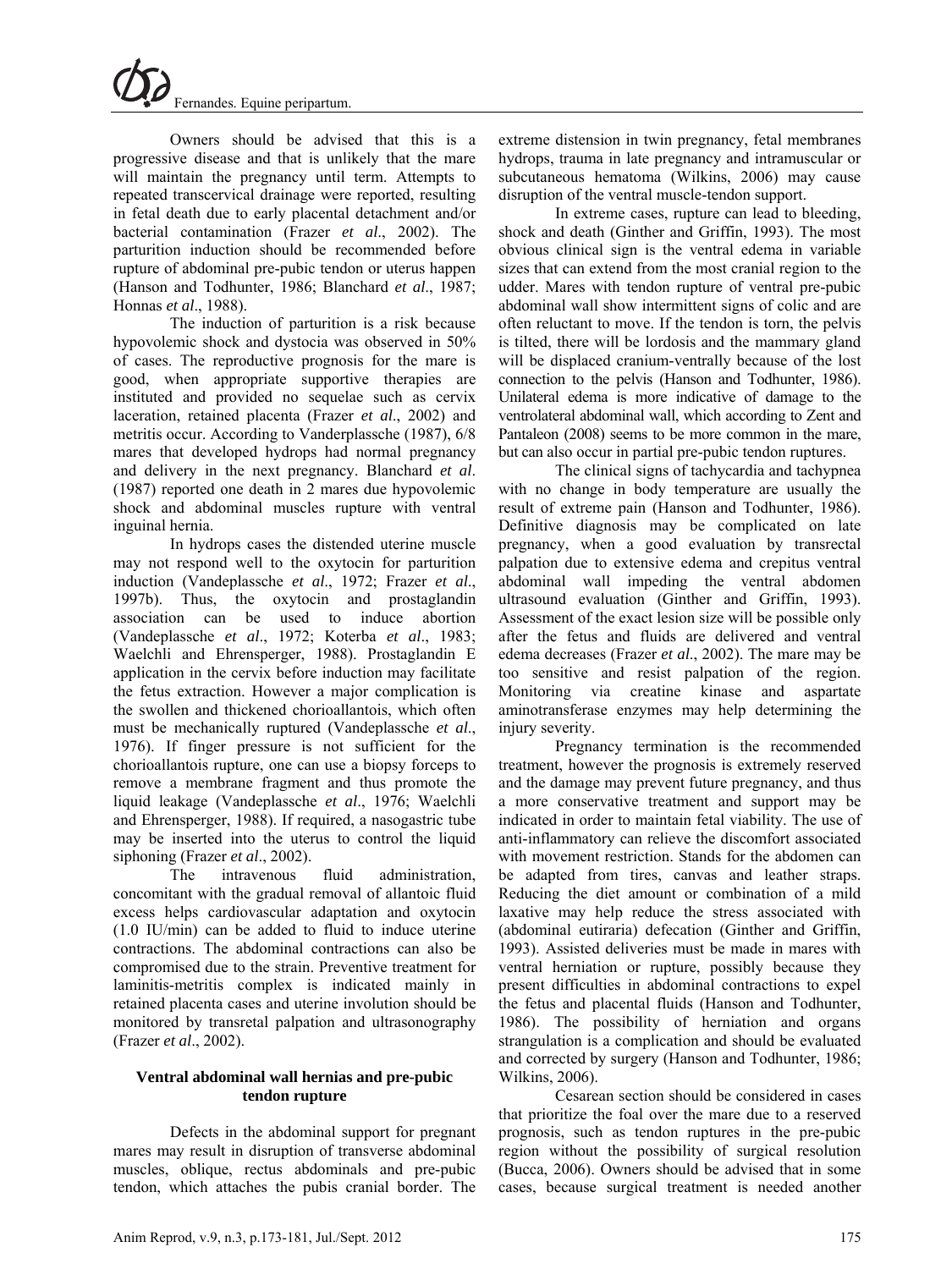Owners should be advised that this is a progressive disease and that is unlikely that the mare will maintain the pregnancy until term. Attempts to repeated transcervical drainage were reported, resulting in fetal death due to early placental detachment and/or bacterial contamination (Frazer *et al*., 2002). The parturition induction should be recommended before rupture of abdominal pre-pubic tendon or uterus happen (Hanson and Todhunter, 1986; Blanchard *et al*., 1987; Honnas *et al*., 1988).

The induction of parturition is a risk because hypovolemic shock and dystocia was observed in 50% of cases. The reproductive prognosis for the mare is good, when appropriate supportive therapies are instituted and provided no sequelae such as cervix laceration, retained placenta (Frazer *et al*., 2002) and metritis occur. According to Vanderplassche (1987), 6/8 mares that developed hydrops had normal pregnancy and delivery in the next pregnancy. Blanchard *et al*. (1987) reported one death in 2 mares due hypovolemic shock and abdominal muscles rupture with ventral inguinal hernia.

In hydrops cases the distended uterine muscle may not respond well to the oxytocin for parturition induction (Vandeplassche *et al*., 1972; Frazer *et al*., 1997b). Thus, the oxytocin and prostaglandin association can be used to induce abortion (Vandeplassche *et al*., 1972; Koterba *et al*., 1983; Waelchli and Ehrensperger, 1988). Prostaglandin E application in the cervix before induction may facilitate the fetus extraction. However a major complication is the swollen and thickened chorioallantois, which often must be mechanically ruptured (Vandeplassche *et al*., 1976). If finger pressure is not sufficient for the chorioallantois rupture, one can use a biopsy forceps to remove a membrane fragment and thus promote the liquid leakage (Vandeplassche *et al*., 1976; Waelchli and Ehrensperger, 1988). If required, a nasogastric tube may be inserted into the uterus to control the liquid siphoning (Frazer *et al*., 2002).

The intravenous fluid administration, concomitant with the gradual removal of allantoic fluid excess helps cardiovascular adaptation and oxytocin (1.0 IU/min) can be added to fluid to induce uterine contractions. The abdominal contractions can also be compromised due to the strain. Preventive treatment for laminitis-metritis complex is indicated mainly in retained placenta cases and uterine involution should be monitored by transretal palpation and ultrasonography (Frazer *et al*., 2002).

## Ventral abdominal wall hernias and pre-pubic tendon rupture

Defects in the abdominal support for pregnant mares may result in disruption of transverse abdominal muscles, oblique, rectus abdominals and pre-pubic tendon, which attaches the pubis cranial border. The extreme distension in twin pregnancy, fetal membranes hydrops, trauma in late pregnancy and intramuscular or subcutaneous hematoma (Wilkins, 2006) may cause disruption of the ventral muscle-tendon support.

In extreme cases, rupture can lead to bleeding, shock and death (Ginther and Griffin, 1993). The most obvious clinical sign is the ventral edema in variable sizes that can extend from the most cranial region to the udder. Mares with tendon rupture of ventral pre-pubic abdominal wall show intermittent signs of colic and are often reluctant to move. If the tendon is torn, the pelvis is tilted, there will be lordosis and the mammary gland will be displaced cranium-ventrally because of the lost connection to the pelvis (Hanson and Todhunter, 1986). Unilateral edema is more indicative of damage to the ventrolateral abdominal wall, which according to Zent and Pantaleon (2008) seems to be more common in the mare, but can also occur in partial pre-pubic tendon ruptures.

The clinical signs of tachycardia and tachypnea with no change in body temperature are usually the result of extreme pain (Hanson and Todhunter, 1986). Definitive diagnosis may be complicated on late pregnancy, when a good evaluation by transrectal palpation due to extensive edema and crepitus ventral abdominal wall impeding the ventral abdomen ultrasound evaluation (Ginther and Griffin, 1993). Assessment of the exact lesion size will be possible only after the fetus and fluids are delivered and ventral edema decreases (Frazer *et al*., 2002). The mare may be too sensitive and resist palpation of the region. Monitoring via creatine kinase and aspartate aminotransferase enzymes may help determining the injury severity.

Pregnancy termination is the recommended treatment, however the prognosis is extremely reserved and the damage may prevent future pregnancy, and thus a more conservative treatment and support may be indicated in order to maintain fetal viability. The use of anti-inflammatory can relieve the discomfort associated with movement restriction. Stands for the abdomen can be adapted from tires, canvas and leather straps. Reducing the diet amount or combination of a mild laxative may help reduce the stress associated with (abdominal eutiraria) defecation (Ginther and Griffin, 1993). Assisted deliveries must be made in mares with ventral herniation or rupture, possibly because they present difficulties in abdominal contractions to expel the fetus and placental fluids (Hanson and Todhunter, 1986). The possibility of herniation and organs strangulation is a complication and should be evaluated and corrected by surgery (Hanson and Todhunter, 1986; Wilkins, 2006).

Cesarean section should be considered in cases that prioritize the foal over the mare due to a reserved prognosis, such as tendon ruptures in the pre-pubic region without the possibility of surgical resolution (Bucca, 2006). Owners should be advised that in some cases, because surgical treatment is needed another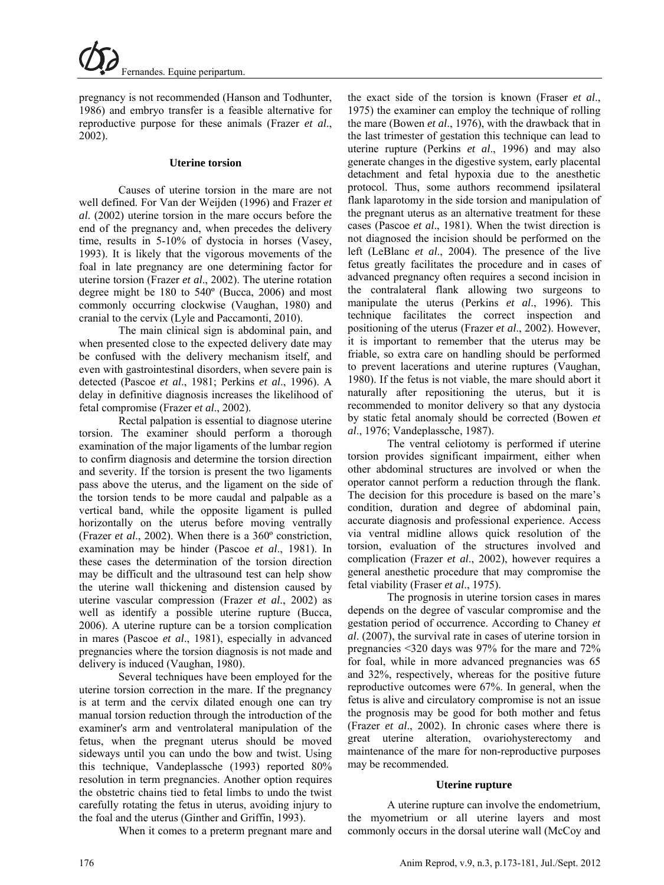pregnancy is not recommended (Hanson and Todhunter, 1986) and embryo transfer is a feasible alternative for reproductive purpose for these animals (Frazer *et al*., 2002).

### Uterine torsion

Causes of uterine torsion in the mare are not well defined. For Van der Weijden (1996) and Frazer *et al*. (2002) uterine torsion in the mare occurs before the end of the pregnancy and, when precedes the delivery time, results in 5-10% of dystocia in horses (Vasey, 1993). It is likely that the vigorous movements of the foal in late pregnancy are one determining factor for uterine torsion (Frazer *et al*., 2002). The uterine rotation degree might be 180 to 540º (Bucca, 2006) and most commonly occurring clockwise (Vaughan, 1980) and cranial to the cervix (Lyle and Paccamonti, 2010).

The main clinical sign is abdominal pain, and when presented close to the expected delivery date may be confused with the delivery mechanism itself, and even with gastrointestinal disorders, when severe pain is detected (Pascoe *et al*., 1981; Perkins *et al*., 1996). A delay in definitive diagnosis increases the likelihood of fetal compromise (Frazer *et al*., 2002).

Rectal palpation is essential to diagnose uterine torsion. The examiner should perform a thorough examination of the major ligaments of the lumbar region to confirm diagnosis and determine the torsion direction and severity. If the torsion is present the two ligaments pass above the uterus, and the ligament on the side of the torsion tends to be more caudal and palpable as a vertical band, while the opposite ligament is pulled horizontally on the uterus before moving ventrally (Frazer *et al*., 2002). When there is a 360º constriction, examination may be hinder (Pascoe *et al*., 1981). In these cases the determination of the torsion direction may be difficult and the ultrasound test can help show the uterine wall thickening and distension caused by uterine vascular compression (Frazer *et al*., 2002) as well as identify a possible uterine rupture (Bucca, 2006). A uterine rupture can be a torsion complication in mares (Pascoe *et al*., 1981), especially in advanced pregnancies where the torsion diagnosis is not made and delivery is induced (Vaughan, 1980).

Several techniques have been employed for the uterine torsion correction in the mare. If the pregnancy is at term and the cervix dilated enough one can try manual torsion reduction through the introduction of the examiner's arm and ventrolateral manipulation of the fetus, when the pregnant uterus should be moved sideways until you can undo the bow and twist. Using this technique, Vandeplassche (1993) reported 80% resolution in term pregnancies. Another option requires the obstetric chains tied to fetal limbs to undo the twist carefully rotating the fetus in uterus, avoiding injury to the foal and the uterus (Ginther and Griffin, 1993).

When it comes to a preterm pregnant mare and the exact side of the torsion is known (Fraser *et al*., 1975) the examiner can employ the technique of rolling the mare (Bowen *et al*., 1976), with the drawback that in the last trimester of gestation this technique can lead to uterine rupture (Perkins *et al*., 1996) and may also generate changes in the digestive system, early placental detachment and fetal hypoxia due to the anesthetic protocol. Thus, some authors recommend ipsilateral flank laparotomy in the side torsion and manipulation of the pregnant uterus as an alternative treatment for these cases (Pascoe *et al*., 1981). When the twist direction is not diagnosed the incision should be performed on the left (LeBlanc *et al*., 2004). The presence of the live fetus greatly facilitates the procedure and in cases of advanced pregnancy often requires a second incision in the contralateral flank allowing two surgeons to manipulate the uterus (Perkins *et al*., 1996). This technique facilitates the correct inspection and positioning of the uterus (Frazer *et al*., 2002). However, it is important to remember that the uterus may be friable, so extra care on handling should be performed to prevent lacerations and uterine ruptures (Vaughan, 1980). If the fetus is not viable, the mare should abort it naturally after repositioning the uterus, but it is recommended to monitor delivery so that any dystocia by static fetal anomaly should be corrected (Bowen *et al*., 1976; Vandeplassche, 1987).

The ventral celiotomy is performed if uterine torsion provides significant impairment, either when other abdominal structures are involved or when the operator cannot perform a reduction through the flank. The decision for this procedure is based on the mare's condition, duration and degree of abdominal pain, accurate diagnosis and professional experience. Access via ventral midline allows quick resolution of the torsion, evaluation of the structures involved and complication (Frazer *et al*., 2002), however requires a general anesthetic procedure that may compromise the fetal viability (Fraser *et al*., 1975).

The prognosis in uterine torsion cases in mares depends on the degree of vascular compromise and the gestation period of occurrence. According to Chaney *et al*. (2007), the survival rate in cases of uterine torsion in pregnancies <320 days was 97% for the mare and 72% for foal, while in more advanced pregnancies was 65 and 32%, respectively, whereas for the positive future reproductive outcomes were 67%. In general, when the fetus is alive and circulatory compromise is not an issue the prognosis may be good for both mother and fetus (Frazer *et al*., 2002). In chronic cases where there is great uterine alteration, ovariohysterectomy and maintenance of the mare for non-reproductive purposes may be recommended.

### Uterine rupture

A uterine rupture can involve the endometrium, the myometrium or all uterine layers and most commonly occurs in the dorsal uterine wall (McCoy and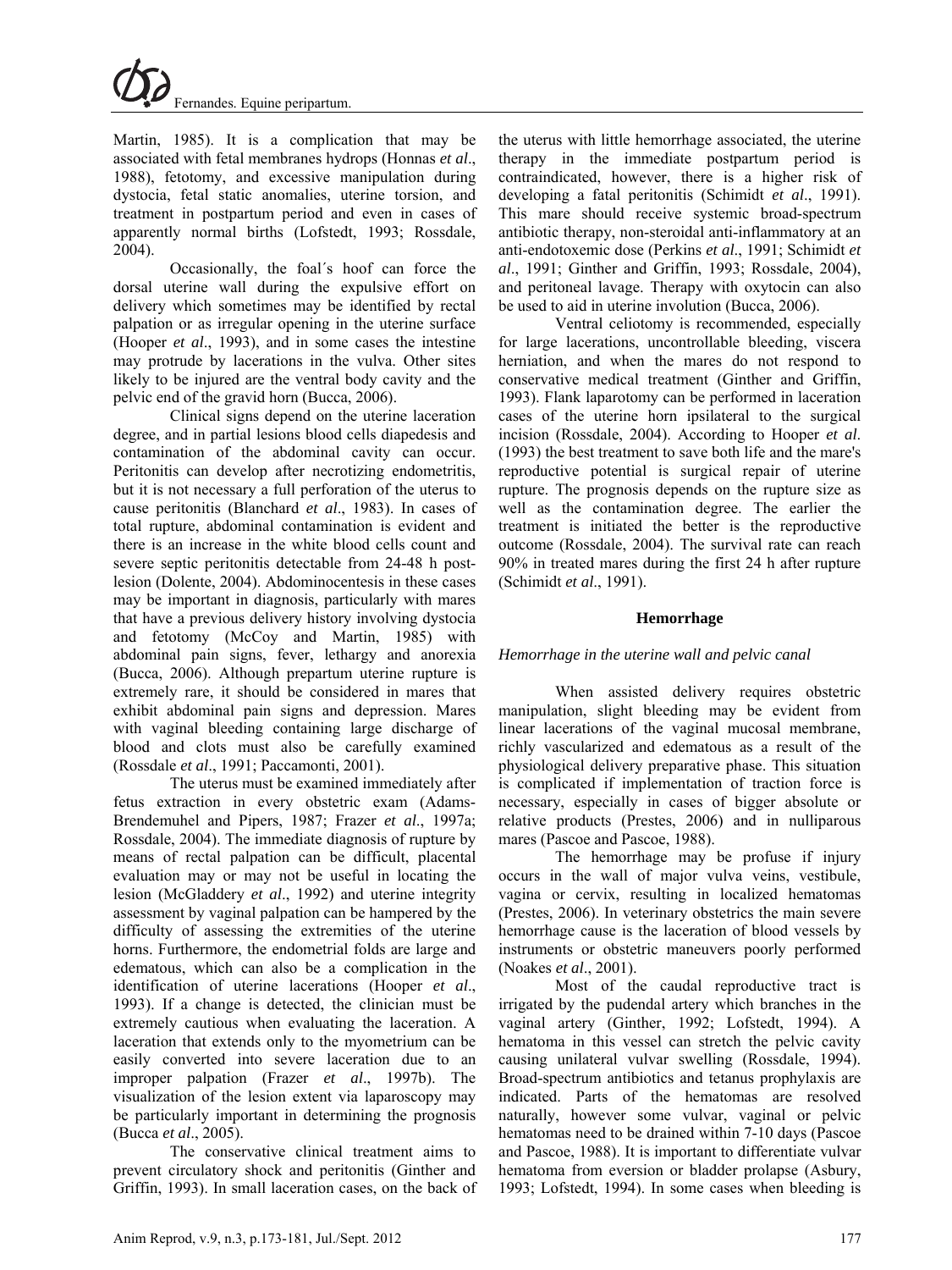Martin, 1985). It is a complication that may be associated with fetal membranes hydrops (Honnas *et al*., 1988), fetotomy, and excessive manipulation during dystocia, fetal static anomalies, uterine torsion, and treatment in postpartum period and even in cases of apparently normal births (Lofstedt, 1993; Rossdale, 2004).

Occasionally, the foal´s hoof can force the dorsal uterine wall during the expulsive effort on delivery which sometimes may be identified by rectal palpation or as irregular opening in the uterine surface (Hooper *et al*., 1993), and in some cases the intestine may protrude by lacerations in the vulva. Other sites likely to be injured are the ventral body cavity and the pelvic end of the gravid horn (Bucca, 2006).

Clinical signs depend on the uterine laceration degree, and in partial lesions blood cells diapedesis and contamination of the abdominal cavity can occur. Peritonitis can develop after necrotizing endometritis, but it is not necessary a full perforation of the uterus to cause peritonitis (Blanchard *et al*., 1983). In cases of total rupture, abdominal contamination is evident and there is an increase in the white blood cells count and severe septic peritonitis detectable from 24-48 h post-lesion (Dolente, 2004). Abdominocentesis in these cases may be important in diagnosis, particularly with mares that have a previous delivery history involving dystocia and fetotomy (McCoy and Martin, 1985) with abdominal pain signs, fever, lethargy and anorexia (Bucca, 2006). Although prepartum uterine rupture is extremely rare, it should be considered in mares that exhibit abdominal pain signs and depression. Mares with vaginal bleeding containing large discharge of blood and clots must also be carefully examined (Rossdale *et al*., 1991; Paccamonti, 2001).

The uterus must be examined immediately after fetus extraction in every obstetric exam (Adams-Brendemuhel and Pipers, 1987; Frazer *et al*., 1997a; Rossdale, 2004). The immediate diagnosis of rupture by means of rectal palpation can be difficult, placental evaluation may or may not be useful in locating the lesion (McGladdery *et al*., 1992) and uterine integrity assessment by vaginal palpation can be hampered by the difficulty of assessing the extremities of the uterine horns. Furthermore, the endometrial folds are large and edematous, which can also be a complication in the identification of uterine lacerations (Hooper *et al*., 1993). If a change is detected, the clinician must be extremely cautious when evaluating the laceration. A laceration that extends only to the myometrium can be easily converted into severe laceration due to an improper palpation (Frazer *et al*., 1997b). The visualization of the lesion extent via laparoscopy may be particularly important in determining the prognosis (Bucca *et al*., 2005).

The conservative clinical treatment aims to prevent circulatory shock and peritonitis (Ginther and Griffin, 1993). In small laceration cases, on the back of the uterus with little hemorrhage associated, the uterine therapy in the immediate postpartum period is contraindicated, however, there is a higher risk of developing a fatal peritonitis (Schimidt *et al*., 1991). This mare should receive systemic broad-spectrum antibiotic therapy, non-steroidal anti-inflammatory at an anti-endotoxemic dose (Perkins *et al*., 1991; Schimidt *et al*., 1991; Ginther and Griffin, 1993; Rossdale, 2004), and peritoneal lavage. Therapy with oxytocin can also be used to aid in uterine involution (Bucca, 2006).

Ventral celiotomy is recommended, especially for large lacerations, uncontrollable bleeding, viscera herniation, and when the mares do not respond to conservative medical treatment (Ginther and Griffin, 1993). Flank laparotomy can be performed in laceration cases of the uterine horn ipsilateral to the surgical incision (Rossdale, 2004). According to Hooper *et al*. (1993) the best treatment to save both life and the mare's reproductive potential is surgical repair of uterine rupture. The prognosis depends on the rupture size as well as the contamination degree. The earlier the treatment is initiated the better is the reproductive outcome (Rossdale, 2004). The survival rate can reach 90% in treated mares during the first 24 h after rupture (Schimidt *et al*., 1991).

## Hemorrhage

### *Hemorrhage in the uterine wall and pelvic canal*

When assisted delivery requires obstetric manipulation, slight bleeding may be evident from linear lacerations of the vaginal mucosal membrane, richly vascularized and edematous as a result of the physiological delivery preparative phase. This situation is complicated if implementation of traction force is necessary, especially in cases of bigger absolute or relative products (Prestes, 2006) and in nulliparous mares (Pascoe and Pascoe, 1988).

The hemorrhage may be profuse if injury occurs in the wall of major vulva veins, vestibule, vagina or cervix, resulting in localized hematomas (Prestes, 2006). In veterinary obstetrics the main severe hemorrhage cause is the laceration of blood vessels by instruments or obstetric maneuvers poorly performed (Noakes *et al*., 2001).

Most of the caudal reproductive tract is irrigated by the pudendal artery which branches in the vaginal artery (Ginther, 1992; Lofstedt, 1994). A hematoma in this vessel can stretch the pelvic cavity causing unilateral vulvar swelling (Rossdale, 1994). Broad-spectrum antibiotics and tetanus prophylaxis are indicated. Parts of the hematomas are resolved naturally, however some vulvar, vaginal or pelvic hematomas need to be drained within 7-10 days (Pascoe and Pascoe, 1988). It is important to differentiate vulvar hematoma from eversion or bladder prolapse (Asbury, 1993; Lofstedt, 1994). In some cases when bleeding is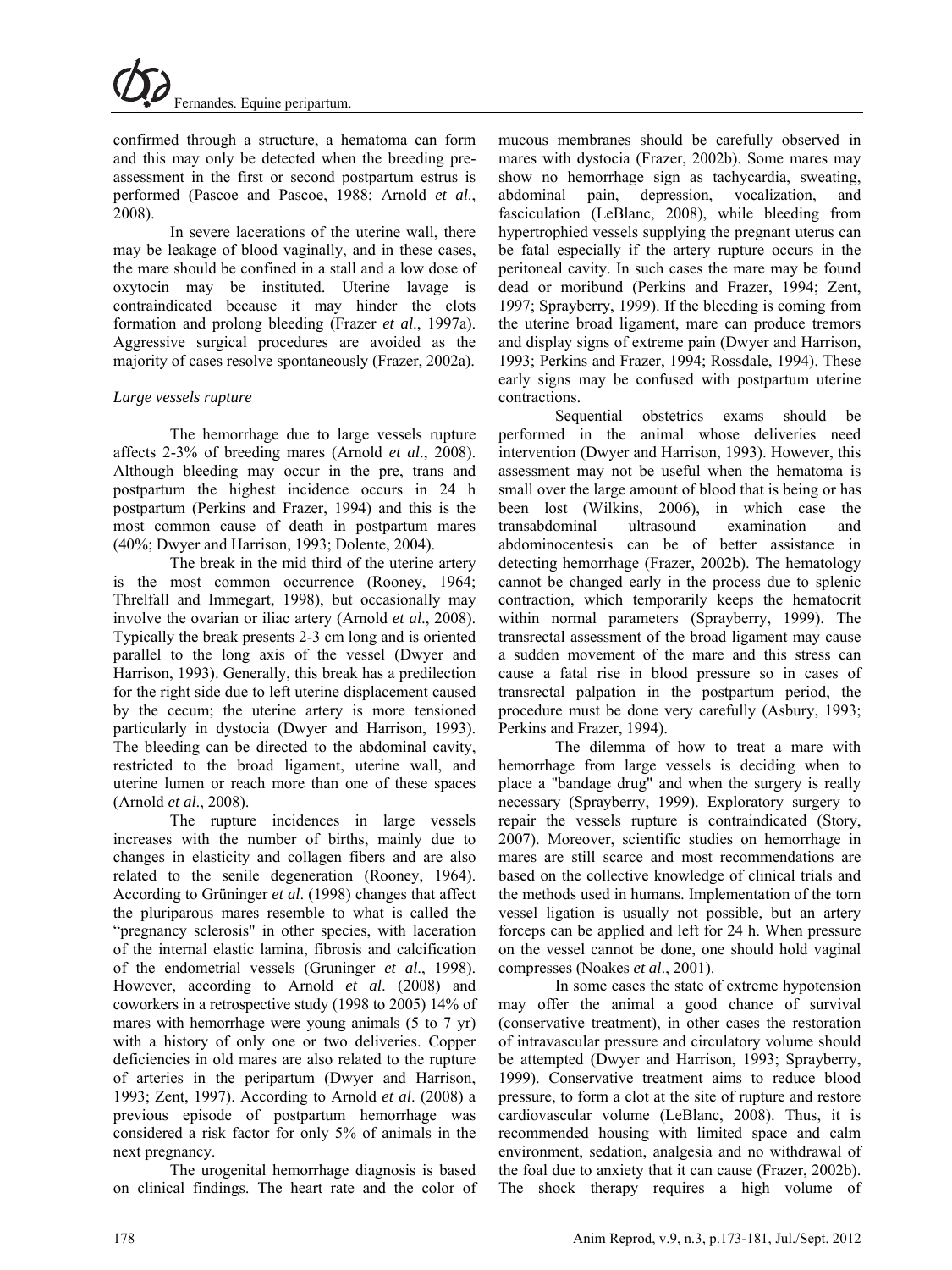confirmed through a structure, a hematoma can form and this may only be detected when the breeding pre-assessment in the first or second postpartum estrus is performed (Pascoe and Pascoe, 1988; Arnold *et al*., 2008).

In severe lacerations of the uterine wall, there may be leakage of blood vaginally, and in these cases, the mare should be confined in a stall and a low dose of oxytocin may be instituted. Uterine lavage is contraindicated because it may hinder the clots formation and prolong bleeding (Frazer *et al*., 1997a). Aggressive surgical procedures are avoided as the majority of cases resolve spontaneously (Frazer, 2002a).

### *Large vessels rupture*

The hemorrhage due to large vessels rupture affects 2-3% of breeding mares (Arnold *et al*., 2008). Although bleeding may occur in the pre, trans and postpartum the highest incidence occurs in 24 h postpartum (Perkins and Frazer, 1994) and this is the most common cause of death in postpartum mares (40%; Dwyer and Harrison, 1993; Dolente, 2004).

The break in the mid third of the uterine artery is the most common occurrence (Rooney, 1964; Threlfall and Immegart, 1998), but occasionally may involve the ovarian or iliac artery (Arnold *et al*., 2008). Typically the break presents 2-3 cm long and is oriented parallel to the long axis of the vessel (Dwyer and Harrison, 1993). Generally, this break has a predilection for the right side due to left uterine displacement caused by the cecum; the uterine artery is more tensioned particularly in dystocia (Dwyer and Harrison, 1993). The bleeding can be directed to the abdominal cavity, restricted to the broad ligament, uterine wall, and uterine lumen or reach more than one of these spaces (Arnold *et al*., 2008).

The rupture incidences in large vessels increases with the number of births, mainly due to changes in elasticity and collagen fibers and are also related to the senile degeneration (Rooney, 1964). According to Grüninger *et al*. (1998) changes that affect the pluriparous mares resemble to what is called the "pregnancy sclerosis" in other species, with laceration of the internal elastic lamina, fibrosis and calcification of the endometrial vessels (Gruninger *et al*., 1998). However, according to Arnold *et al*. (2008) and coworkers in a retrospective study (1998 to 2005) 14% of mares with hemorrhage were young animals (5 to 7 yr) with a history of only one or two deliveries. Copper deficiencies in old mares are also related to the rupture of arteries in the peripartum (Dwyer and Harrison, 1993; Zent, 1997). According to Arnold *et al*. (2008) a previous episode of postpartum hemorrhage was considered a risk factor for only 5% of animals in the next pregnancy.

The urogenital hemorrhage diagnosis is based on clinical findings. The heart rate and the color of mucous membranes should be carefully observed in mares with dystocia (Frazer, 2002b). Some mares may show no hemorrhage sign as tachycardia, sweating, abdominal pain, depression, vocalization, and fasciculation (LeBlanc, 2008), while bleeding from hypertrophied vessels supplying the pregnant uterus can be fatal especially if the artery rupture occurs in the peritoneal cavity. In such cases the mare may be found dead or moribund (Perkins and Frazer, 1994; Zent, 1997; Sprayberry, 1999). If the bleeding is coming from the uterine broad ligament, mare can produce tremors and display signs of extreme pain (Dwyer and Harrison, 1993; Perkins and Frazer, 1994; Rossdale, 1994). These early signs may be confused with postpartum uterine contractions.

Sequential obstetrics exams should be performed in the animal whose deliveries need intervention (Dwyer and Harrison, 1993). However, this assessment may not be useful when the hematoma is small over the large amount of blood that is being or has been lost (Wilkins, 2006), in which case the transabdominal ultrasound examination and abdominocentesis can be of better assistance in detecting hemorrhage (Frazer, 2002b). The hematology cannot be changed early in the process due to splenic contraction, which temporarily keeps the hematocrit within normal parameters (Sprayberry, 1999). The transrectal assessment of the broad ligament may cause a sudden movement of the mare and this stress can cause a fatal rise in blood pressure so in cases of transrectal palpation in the postpartum period, the procedure must be done very carefully (Asbury, 1993; Perkins and Frazer, 1994).

The dilemma of how to treat a mare with hemorrhage from large vessels is deciding when to place a "bandage drug" and when the surgery is really necessary (Sprayberry, 1999). Exploratory surgery to repair the vessels rupture is contraindicated (Story, 2007). Moreover, scientific studies on hemorrhage in mares are still scarce and most recommendations are based on the collective knowledge of clinical trials and the methods used in humans. Implementation of the torn vessel ligation is usually not possible, but an artery forceps can be applied and left for 24 h. When pressure on the vessel cannot be done, one should hold vaginal compresses (Noakes *et al*., 2001).

In some cases the state of extreme hypotension may offer the animal a good chance of survival (conservative treatment), in other cases the restoration of intravascular pressure and circulatory volume should be attempted (Dwyer and Harrison, 1993; Sprayberry, 1999). Conservative treatment aims to reduce blood pressure, to form a clot at the site of rupture and restore cardiovascular volume (LeBlanc, 2008). Thus, it is recommended housing with limited space and calm environment, sedation, analgesia and no withdrawal of the foal due to anxiety that it can cause (Frazer, 2002b). The shock therapy requires a high volume of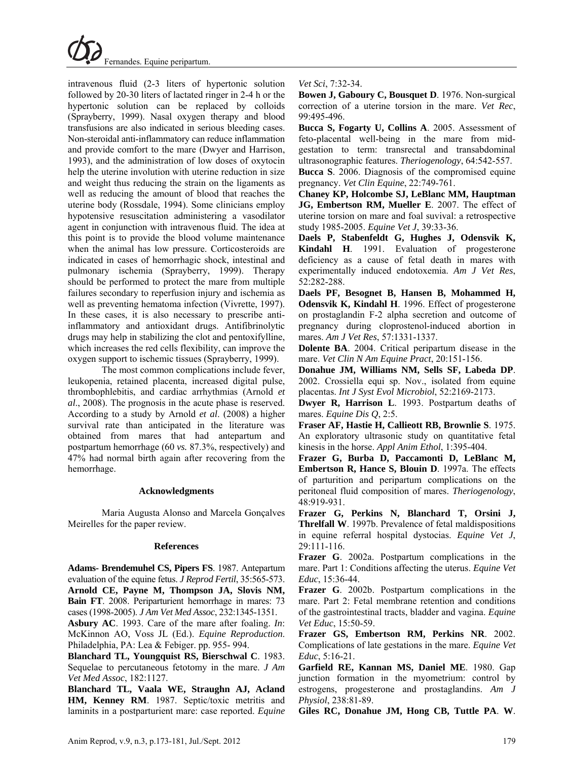intravenous fluid (2-3 liters of hypertonic solution followed by 20-30 liters of lactated ringer in 2-4 h or the hypertonic solution can be replaced by colloids (Sprayberry, 1999). Nasal oxygen therapy and blood transfusions are also indicated in serious bleeding cases. Non-steroidal anti-inflammatory can reduce inflammation and provide comfort to the mare (Dwyer and Harrison, 1993), and the administration of low doses of oxytocin help the uterine involution with uterine reduction in size and weight thus reducing the strain on the ligaments as well as reducing the amount of blood that reaches the uterine body (Rossdale, 1994). Some clinicians employ hypotensive resuscitation administering a vasodilator agent in conjunction with intravenous fluid. The idea at this point is to provide the blood volume maintenance when the animal has low pressure. Corticosteroids are indicated in cases of hemorrhagic shock, intestinal and pulmonary ischemia (Sprayberry, 1999). Therapy should be performed to protect the mare from multiple failures secondary to reperfusion injury and ischemia as well as preventing hematoma infection (Vivrette, 1997). In these cases, it is also necessary to prescribe anti-inflammatory and antioxidant drugs. Antifibrinolytic drugs may help in stabilizing the clot and pentoxifylline, which increases the red cells flexibility, can improve the oxygen support to ischemic tissues (Sprayberry, 1999).

The most common complications include fever, leukopenia, retained placenta, increased digital pulse, thrombophlebitis, and cardiac arrhythmias (Arnold *et al*., 2008). The prognosis in the acute phase is reserved. According to a study by Arnold *et al*. (2008) a higher survival rate than anticipated in the literature was obtained from mares that had antepartum and postpartum hemorrhage (60 *vs.* 87.3%, respectively) and 47% had normal birth again after recovering from the hemorrhage.

### Acknowledgments

Maria Augusta Alonso and Marcela Gonçalves Meirelles for the paper review.

### References

**Adams- Brendemuhel CS, Pipers FS**. 1987. Antepartum evaluation of the equine fetus. *J Reprod Fertil*, 35:565-573.

**Arnold CE, Payne M, Thompson JA, Slovis NM, Bain FT**. 2008. Periparturient hemorrhage in mares: 73 cases (1998-2005). *J Am Vet Med Assoc*, 232:1345-1351.

**Asbury AC**. 1993. Care of the mare after foaling. *In*: McKinnon AO, Voss JL (Ed.). *Equine Reproduction*. Philadelphia, PA: Lea & Febiger. pp. 955- 994.

**Blanchard TL, Youngquist RS, Bierschwal C**. 1983. Sequelae to percutaneous fetotomy in the mare. *J Am Vet Med Assoc*, 182:1127.

**Blanchard TL, Vaala WE, Straughn AJ, Acland HM, Kenney RM**. 1987. Septic/toxic metritis and laminits in a postparturient mare: case reported. *Equine Vet Sci*, 7:32-34.

**Bowen J, Gaboury C, Bousquet D**. 1976. Non-surgical correction of a uterine torsion in the mare. *Vet Rec*, 99:495-496.

**Bucca S, Fogarty U, Collins A**. 2005. Assessment of feto-placental well-being in the mare from mid-gestation to term: transrectal and transabdominal ultrasonographic features. *Theriogenology*, 64:542-557.

**Bucca S**. 2006. Diagnosis of the compromised equine pregnancy. *Vet Clin Equine*, 22:749-761.

**Chaney KP, Holcombe SJ, LeBlanc MM, Hauptman JG, Embertson RM, Mueller E**. 2007. The effect of uterine torsion on mare and foal suvival: a retrospective study 1985-2005. *Equine Vet J*, 39:33-36.

**Daels P, Stabenfeldt G, Hughes J, Odensvik K, Kindahl H**. 1991. Evaluation of progesterone deficiency as a cause of fetal death in mares with experimentally induced endotoxemia. *Am J Vet Res*, 52:282-288.

**Daels PF, Besognet B, Hansen B, Mohammed H, Odensvik K, Kindahl H**. 1996. Effect of progesterone on prostaglandin F-2 alpha secretion and outcome of pregnancy during cloprostenol-induced abortion in mares. *Am J Vet Res*, 57:1331-1337.

**Dolente BA**. 2004. Critical peripartum disease in the mare. *Vet Clin N Am Equine Pract*, 20:151-156.

**Donahue JM, Williams NM, Sells SF, Labeda DP**. 2002. Crossiella equi sp. Nov., isolated from equine placentas. *Int J Syst Evol Microbiol*, 52:2169-2173.

**Dwyer R, Harrison L**. 1993. Postpartum deaths of mares. *Equine Dis Q*, 2:5.

**Fraser AF, Hastie H, Callieott RB, Brownlie S**. 1975. An exploratory ultrasonic study on quantitative fetal kinesis in the horse. *Appl Anim Ethol*, 1:395-404.

**Frazer G, Burba D, Paccamonti D, LeBlanc M, Embertson R, Hance S, Blouin D**. 1997a. The effects of parturition and peripartum complications on the peritoneal fluid composition of mares. *Theriogenology*, 48:919-931.

**Frazer G, Perkins N, Blanchard T, Orsini J, Threlfall W**. 1997b. Prevalence of fetal maldispositions in equine referral hospital dystocias. *Equine Vet J*, 29:111-116.

**Frazer G**. 2002a. Postpartum complications in the mare. Part 1: Conditions affecting the uterus. *Equine Vet Educ*, 15:36-44.

**Frazer G**. 2002b. Postpartum complications in the mare. Part 2: Fetal membrane retention and conditions of the gastrointestinal tracts, bladder and vagina. *Equine Vet Educ*, 15:50-59.

**Frazer GS, Embertson RM, Perkins NR**. 2002. Complications of late gestations in the mare. *Equine Vet Educ*, 5:16-21.

**Garfield RE, Kannan MS, Daniel ME**. 1980. Gap junction formation in the myometrium: control by estrogens, progesterone and prostaglandins. *Am J Physiol*, 238:81-89.

**Giles RC, Donahue JM, Hong CB, Tuttle PA**. **W**.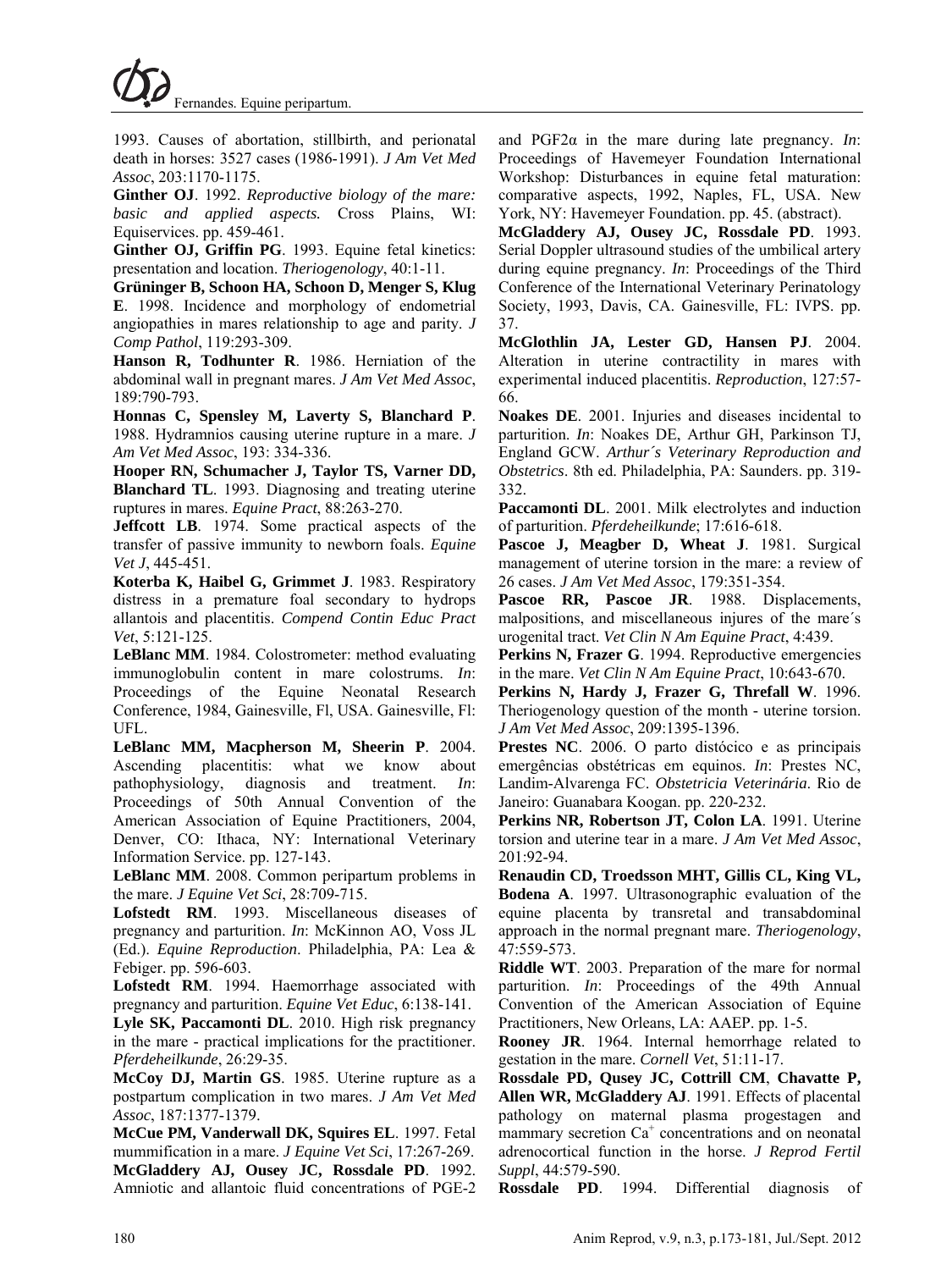1993. Causes of abortation, stillbirth, and perionatal death in horses: 3527 cases (1986-1991). *J Am Vet Med Assoc*, 203:1170-1175.

**Ginther OJ**. 1992. *Reproductive biology of the mare: basic and applied aspects.* Cross Plains, WI: Equiservices. pp. 459-461.

**Ginther OJ, Griffin PG**. 1993. Equine fetal kinetics: presentation and location. *Theriogenology*, 40:1-11.

**Grüninger B, Schoon HA, Schoon D, Menger S, Klug E**. 1998. Incidence and morphology of endometrial angiopathies in mares relationship to age and parity. *J Comp Pathol*, 119:293-309.

**Hanson R, Todhunter R**. 1986. Herniation of the abdominal wall in pregnant mares. *J Am Vet Med Assoc*, 189:790-793.

**Honnas C, Spensley M, Laverty S, Blanchard P**. 1988. Hydramnios causing uterine rupture in a mare. *J Am Vet Med Assoc*, 193: 334-336.

**Hooper RN, Schumacher J, Taylor TS, Varner DD, Blanchard TL**. 1993. Diagnosing and treating uterine ruptures in mares. *Equine Pract*, 88:263-270.

**Jeffcott LB**. 1974. Some practical aspects of the transfer of passive immunity to newborn foals. *Equine Vet J*, 445-451.

**Koterba K, Haibel G, Grimmet J**. 1983. Respiratory distress in a premature foal secondary to hydrops allantois and placentitis. *Compend Contin Educ Pract Vet*, 5:121-125.

**LeBlanc MM**. 1984. Colostrometer: method evaluating immunoglobulin content in mare colostrums. *In*: Proceedings of the Equine Neonatal Research Conference, 1984, Gainesville, Fl, USA. Gainesville, Fl: UFL.

**LeBlanc MM, Macpherson M, Sheerin P**. 2004. Ascending placentitis: what we know about pathophysiology, diagnosis and treatment. *In*: Proceedings of 50th Annual Convention of the American Association of Equine Practitioners, 2004, Denver, CO: Ithaca, NY: International Veterinary Information Service. pp. 127-143.

**LeBlanc MM**. 2008. Common peripartum problems in the mare. *J Equine Vet Sci*, 28:709-715.

**Lofstedt RM**. 1993. Miscellaneous diseases of pregnancy and parturition. *In*: McKinnon AO, Voss JL (Ed.). *Equine Reproduction*. Philadelphia, PA: Lea & Febiger. pp. 596-603.

**Lofstedt RM**. 1994. Haemorrhage associated with pregnancy and parturition. *Equine Vet Educ*, 6:138-141.

**Lyle SK, Paccamonti DL**. 2010. High risk pregnancy in the mare - practical implications for the practitioner. *Pferdeheilkunde*, 26:29-35.

**McCoy DJ, Martin GS**. 1985. Uterine rupture as a postpartum complication in two mares. *J Am Vet Med Assoc*, 187:1377-1379.

**McCue PM, Vanderwall DK, Squires EL**. 1997. Fetal mummification in a mare. *J Equine Vet Sci*, 17:267-269.

**McGladdery AJ, Ousey JC, Rossdale PD**. 1992. Amniotic and allantoic fluid concentrations of PGE-2 and PGF2α in the mare during late pregnancy. *In*: Proceedings of Havemeyer Foundation International Workshop: Disturbances in equine fetal maturation: comparative aspects, 1992, Naples, FL, USA. New York, NY: Havemeyer Foundation. pp. 45. (abstract).

**McGladdery AJ, Ousey JC, Rossdale PD**. 1993. Serial Doppler ultrasound studies of the umbilical artery during equine pregnancy. *In*: Proceedings of the Third Conference of the International Veterinary Perinatology Society, 1993, Davis, CA. Gainesville, FL: IVPS. pp. 37.

**McGlothlin JA, Lester GD, Hansen PJ**. 2004. Alteration in uterine contractility in mares with experimental induced placentitis. *Reproduction*, 127:57-66.

**Noakes DE**. 2001. Injuries and diseases incidental to parturition. *In*: Noakes DE, Arthur GH, Parkinson TJ, England GCW. *Arthur´s Veterinary Reproduction and Obstetrics*. 8th ed. Philadelphia, PA: Saunders. pp. 319-332.

**Paccamonti DL**. 2001. Milk electrolytes and induction of parturition. *Pferdeheilkunde*; 17:616-618.

**Pascoe J, Meagber D, Wheat J**. 1981. Surgical management of uterine torsion in the mare: a review of 26 cases. *J Am Vet Med Assoc*, 179:351-354.

**Pascoe RR, Pascoe JR**. 1988. Displacements, malpositions, and miscellaneous injures of the mare´s urogenital tract. *Vet Clin N Am Equine Pract*, 4:439.

**Perkins N, Frazer G**. 1994. Reproductive emergencies in the mare. *Vet Clin N Am Equine Pract*, 10:643-670.

**Perkins N, Hardy J, Frazer G, Threfall W**. 1996. Theriogenology question of the month - uterine torsion. *J Am Vet Med Assoc*, 209:1395-1396.

**Prestes NC**. 2006. O parto distócico e as principais emergências obstétricas em equinos. *In*: Prestes NC, Landim-Alvarenga FC. *Obstetricia Veterinária*. Rio de Janeiro: Guanabara Koogan. pp. 220-232.

**Perkins NR, Robertson JT, Colon LA**. 1991. Uterine torsion and uterine tear in a mare. *J Am Vet Med Assoc*, 201:92-94.

**Renaudin CD, Troedsson MHT, Gillis CL, King VL, Bodena A**. 1997. Ultrasonographic evaluation of the equine placenta by transretal and transabdominal approach in the normal pregnant mare. *Theriogenology*, 47:559-573.

**Riddle WT**. 2003. Preparation of the mare for normal parturition. *In*: Proceedings of the 49th Annual Convention of the American Association of Equine Practitioners, New Orleans, LA: AAEP. pp. 1-5.

**Rooney JR**. 1964. Internal hemorrhage related to gestation in the mare. *Cornell Vet*, 51:11-17.

**Rossdale PD, Qusey JC, Cottrill CM**, **Chavatte P, Allen WR, McGladdery AJ**. 1991. Effects of placental pathology on maternal plasma progestagen and mammary secretion $Ca^{+}$ concentrations and on neonatal adrenocortical function in the horse. *J Reprod Fertil Suppl*, 44:579-590.

**Rossdale PD**. 1994. Differential diagnosis of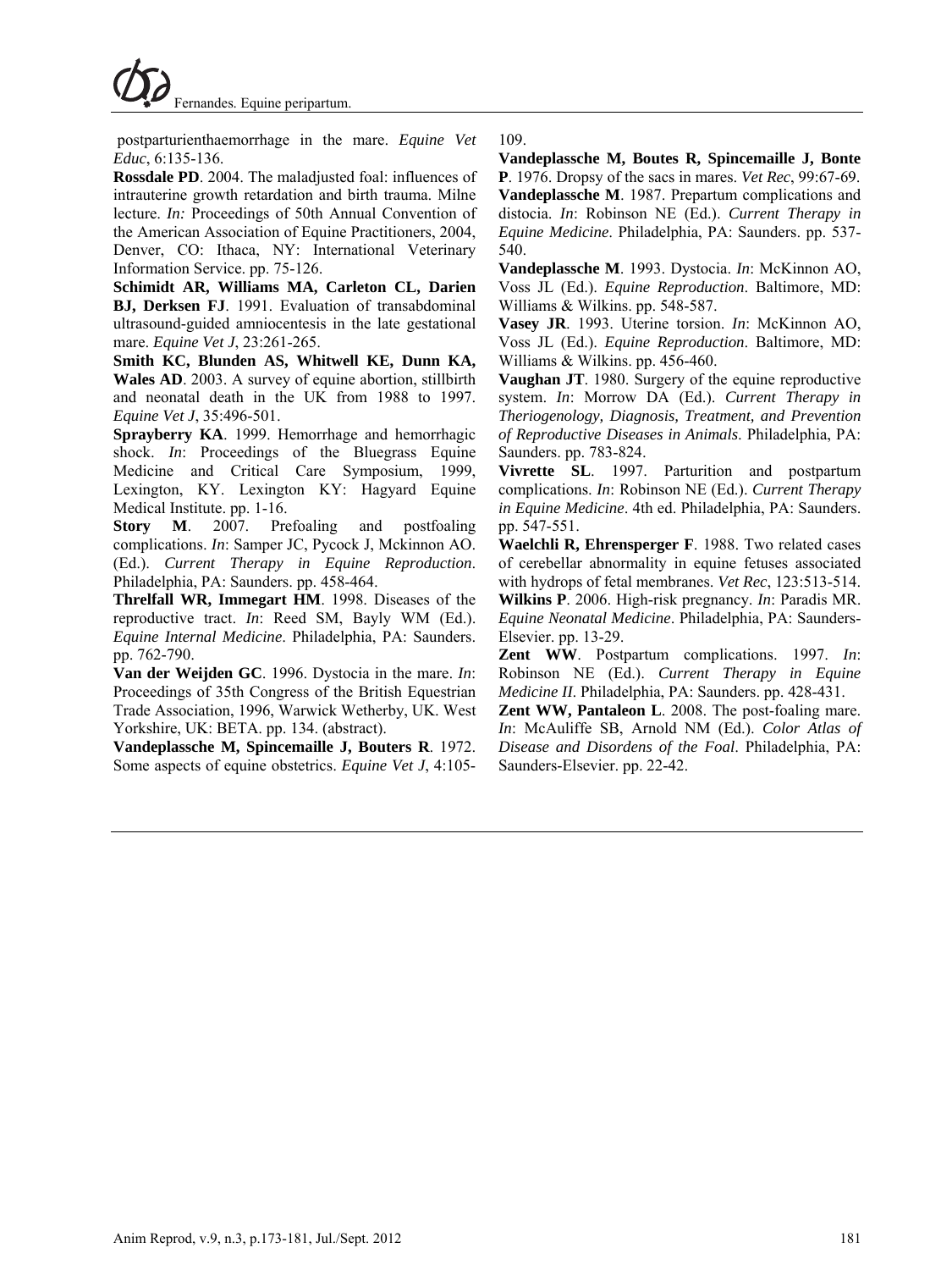postparturienthaemorrhage in the mare. *Equine Vet Educ*, 6:135-136.

**Rossdale PD**. 2004. The maladjusted foal: influences of intrauterine growth retardation and birth trauma. Milne lecture. *In:* Proceedings of 50th Annual Convention of the American Association of Equine Practitioners, 2004, Denver, CO: Ithaca, NY: International Veterinary Information Service. pp. 75-126.

**Schimidt AR, Williams MA, Carleton CL, Darien BJ, Derksen FJ**. 1991. Evaluation of transabdominal ultrasound-guided amniocentesis in the late gestational mare. *Equine Vet J*, 23:261-265.

**Smith KC, Blunden AS, Whitwell KE, Dunn KA, Wales AD**. 2003. A survey of equine abortion, stillbirth and neonatal death in the UK from 1988 to 1997. *Equine Vet J*, 35:496-501.

**Sprayberry KA**. 1999. Hemorrhage and hemorrhagic shock. *In*: Proceedings of the Bluegrass Equine Medicine and Critical Care Symposium, 1999, Lexington, KY. Lexington KY: Hagyard Equine Medical Institute. pp. 1-16.

**Story M**. 2007. Prefoaling and postfoaling complications. *In*: Samper JC, Pycock J, Mckinnon AO. (Ed.). *Current Therapy in Equine Reproduction*. Philadelphia, PA: Saunders. pp. 458-464.

**Threlfall WR, Immegart HM**. 1998. Diseases of the reproductive tract. *In*: Reed SM, Bayly WM (Ed.). *Equine Internal Medicine*. Philadelphia, PA: Saunders. pp. 762-790.

**Van der Weijden GC**. 1996. Dystocia in the mare. *In*: Proceedings of 35th Congress of the British Equestrian Trade Association, 1996, Warwick Wetherby, UK. West Yorkshire, UK: BETA. pp. 134. (abstract).

**Vandeplassche M, Spincemaille J, Bouters R**. 1972. Some aspects of equine obstetrics. *Equine Vet J*, 4:105-109.

**Vandeplassche M, Boutes R, Spincemaille J, Bonte P**. 1976. Dropsy of the sacs in mares. *Vet Rec*, 99:67-69.

**Vandeplassche M**. 1987. Prepartum complications and distocia. *In*: Robinson NE (Ed.). *Current Therapy in Equine Medicine*. Philadelphia, PA: Saunders. pp. 537-540.

**Vandeplassche M**. 1993. Dystocia. *In*: McKinnon AO, Voss JL (Ed.). *Equine Reproduction*. Baltimore, MD: Williams & Wilkins. pp. 548-587.

**Vasey JR**. 1993. Uterine torsion. *In*: McKinnon AO, Voss JL (Ed.). *Equine Reproduction*. Baltimore, MD: Williams & Wilkins. pp. 456-460.

**Vaughan JT**. 1980. Surgery of the equine reproductive system. *In*: Morrow DA (Ed.). *Current Therapy in Theriogenology, Diagnosis, Treatment, and Prevention of Reproductive Diseases in Animals*. Philadelphia, PA: Saunders. pp. 783-824.

**Vivrette SL**. 1997. Parturition and postpartum complications. *In*: Robinson NE (Ed.). *Current Therapy in Equine Medicine*. 4th ed. Philadelphia, PA: Saunders. pp. 547-551.

**Waelchli R, Ehrensperger F**. 1988. Two related cases of cerebellar abnormality in equine fetuses associated with hydrops of fetal membranes. *Vet Rec*, 123:513-514.

**Wilkins P**. 2006. High-risk pregnancy. *In*: Paradis MR. *Equine Neonatal Medicine*. Philadelphia, PA: Saunders-Elsevier. pp. 13-29.

**Zent WW**. Postpartum complications. 1997. *In*: Robinson NE (Ed.). *Current Therapy in Equine Medicine II*. Philadelphia, PA: Saunders. pp. 428-431.

**Zent WW, Pantaleon L**. 2008. The post-foaling mare. *In*: McAuliffe SB, Arnold NM (Ed.). *Color Atlas of Disease and Disordens of the Foal*. Philadelphia, PA: Saunders-Elsevier. pp. 22-42.